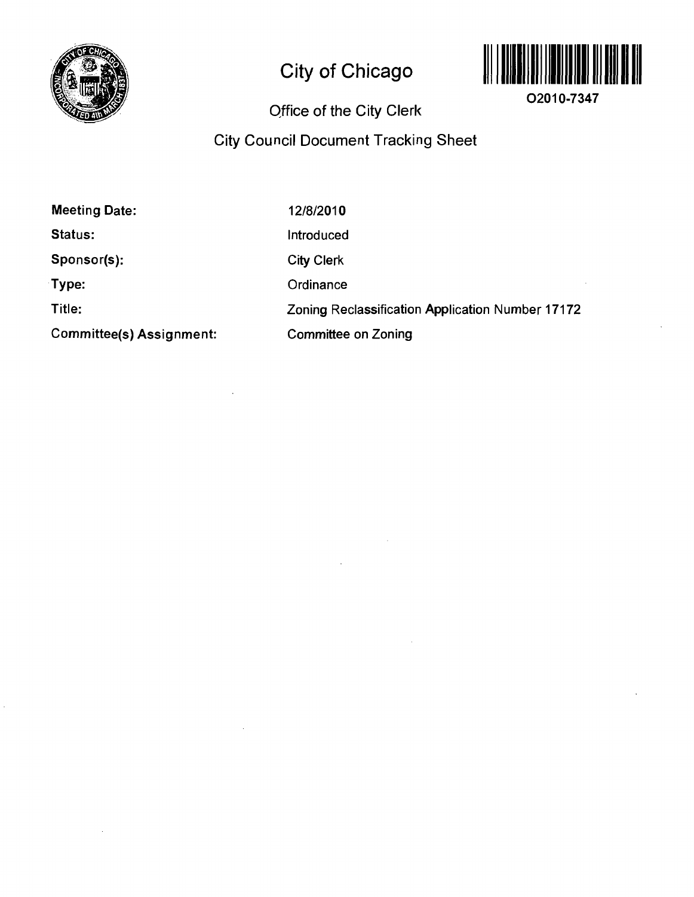# City of Chicago

O2010-7347

## Office of the City Clerk

## City Council Document Tracking Sheet

| | |
|---|---|
| **Meeting Date:** | 12/8/2010 |
| **Status:** | Introduced |
| **Sponsor(s):** | City Clerk |
| **Type:** | Ordinance |
| **Title:** | Zoning Reclassification Application Number 17172 |
| **Committee(s) Assignment:** | Committee on Zoning |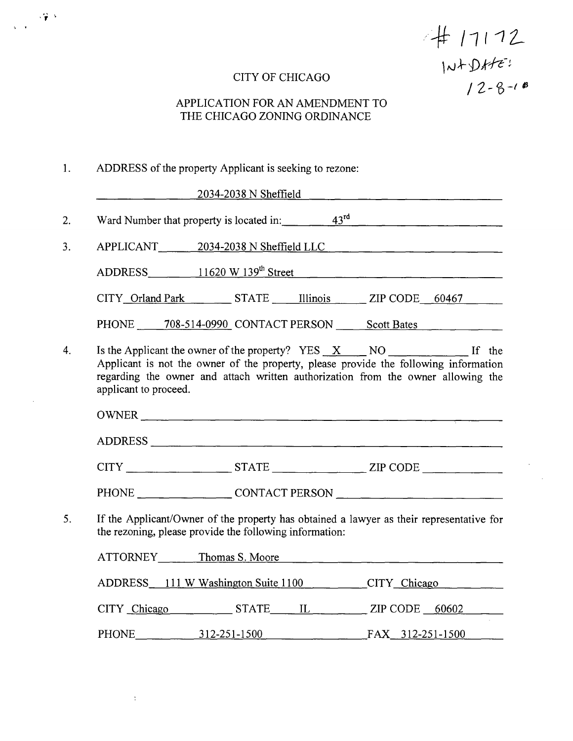# 17172
INT DATE:
12-8-10

CITY OF CHICAGO

APPLICATION FOR AN AMENDMENT TO THE CHICAGO ZONING ORDINANCE

1. ADDRESS of the property Applicant is seeking to rezone:

   2034-2038 N Sheffield

2. Ward Number that property is located in: 43rd

3. APPLICANT 2034-2038 N Sheffield LLC

   ADDRESS 11620 W 139th Street

   CITY Orland Park STATE Illinois ZIP CODE 60467

   PHONE 708-514-0990 CONTACT PERSON Scott Bates

4. Is the Applicant the owner of the property? YES X NO ______ If the Applicant is not the owner of the property, please provide the following information regarding the owner and attach written authorization from the owner allowing the applicant to proceed.

   OWNER ______

   ADDRESS ______

   CITY ______ STATE ______ ZIP CODE ______

   PHONE ______ CONTACT PERSON ______

5. If the Applicant/Owner of the property has obtained a lawyer as their representative for the rezoning, please provide the following information:

   ATTORNEY Thomas S. Moore

   ADDRESS 111 W Washington Suite 1100 CITY Chicago

   CITY Chicago STATE IL ZIP CODE 60602

   PHONE 312-251-1500 FAX 312-251-1500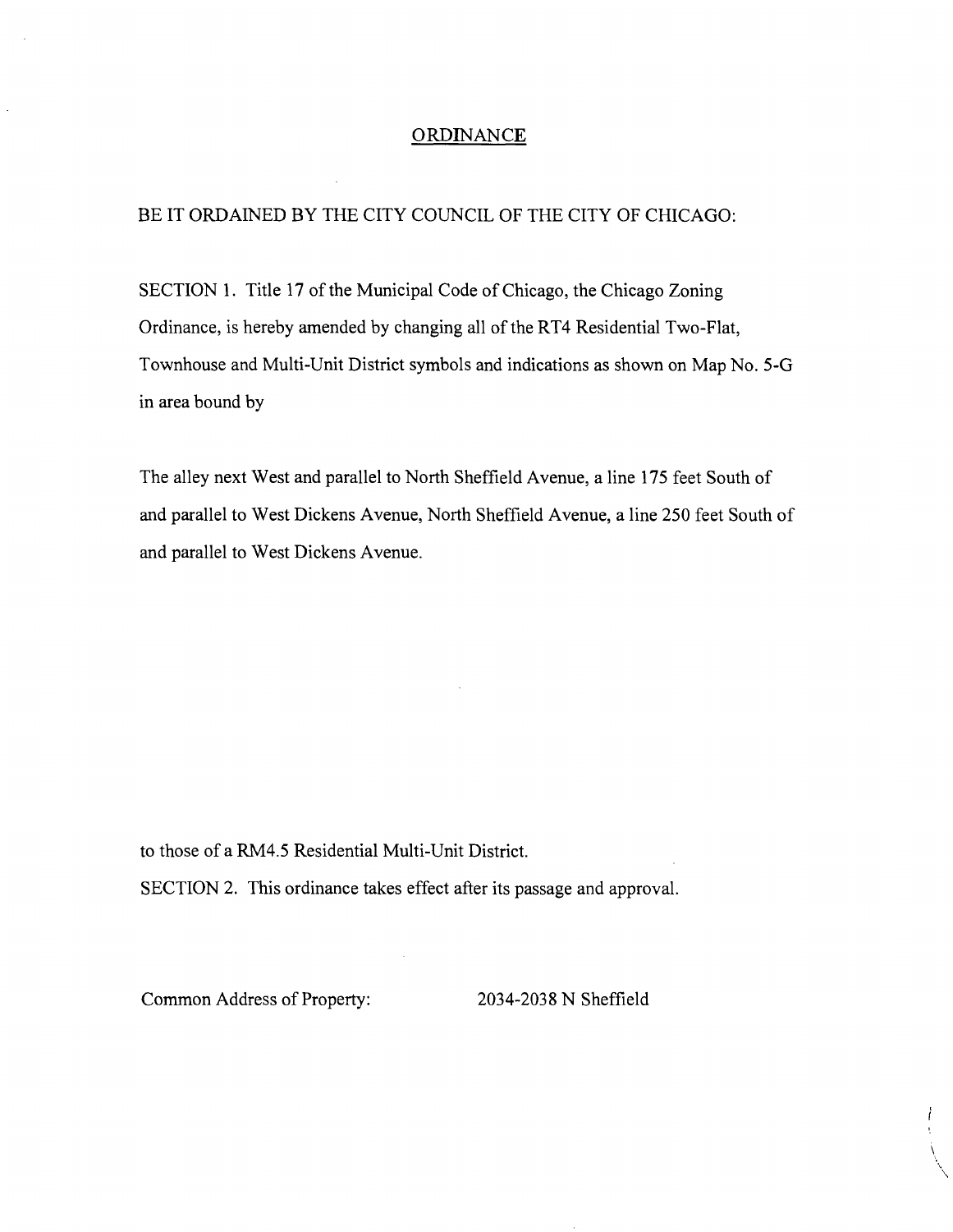# ORDINANCE

BE IT ORDAINED BY THE CITY COUNCIL OF THE CITY OF CHICAGO:

SECTION 1. Title 17 of the Municipal Code of Chicago, the Chicago Zoning Ordinance, is hereby amended by changing all of the RT4 Residential Two-Flat, Townhouse and Multi-Unit District symbols and indications as shown on Map No. 5-G in area bound by

The alley next West and parallel to North Sheffield Avenue, a line 175 feet South of and parallel to West Dickens Avenue, North Sheffield Avenue, a line 250 feet South of and parallel to West Dickens Avenue.

to those of a RM4.5 Residential Multi-Unit District.

SECTION 2. This ordinance takes effect after its passage and approval.

Common Address of Property: 2034-2038 N Sheffield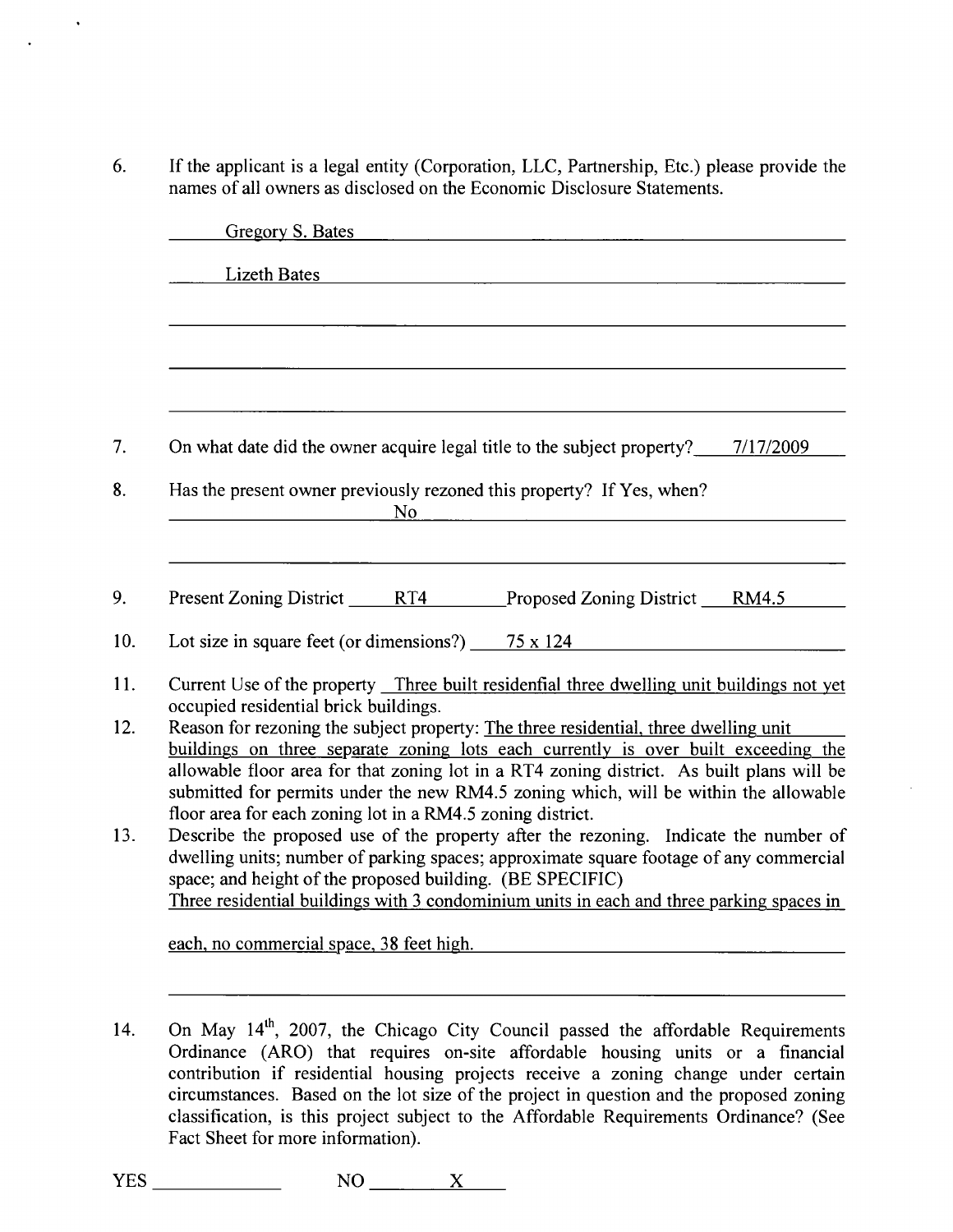6. If the applicant is a legal entity (Corporation, LLC, Partnership, Etc.) please provide the names of all owners as disclosed on the Economic Disclosure Statements.

   Gregory S. Bates

   Lizeth Bates

7. On what date did the owner acquire legal title to the subject property? 7/17/2009

8. Has the present owner previously rezoned this property? If Yes, when?
   No

9. Present Zoning District RT4 Proposed Zoning District RM4.5

10. Lot size in square feet (or dimensions?) 75 x 124

11. Current Use of the property Three built residenfial three dwelling unit buildings not yet occupied residential brick buildings.

12. Reason for rezoning the subject property: The three residential, three dwelling unit buildings on three separate zoning lots each currently is over built exceeding the allowable floor area for that zoning lot in a RT4 zoning district. As built plans will be submitted for permits under the new RM4.5 zoning which, will be within the allowable floor area for each zoning lot in a RM4.5 zoning district.

13. Describe the proposed use of the property after the rezoning. Indicate the number of dwelling units; number of parking spaces; approximate square footage of any commercial space; and height of the proposed building. (BE SPECIFIC)
    Three residential buildings with 3 condominium units in each and three parking spaces in each, no commercial space, 38 feet high.

14. On May 14th, 2007, the Chicago City Council passed the affordable Requirements Ordinance (ARO) that requires on-site affordable housing units or a financial contribution if residential housing projects receive a zoning change under certain circumstances. Based on the lot size of the project in question and the proposed zoning classification, is this project subject to the Affordable Requirements Ordinance? (See Fact Sheet for more information).

YES \_\_\_\_\_\_\_\_ NO X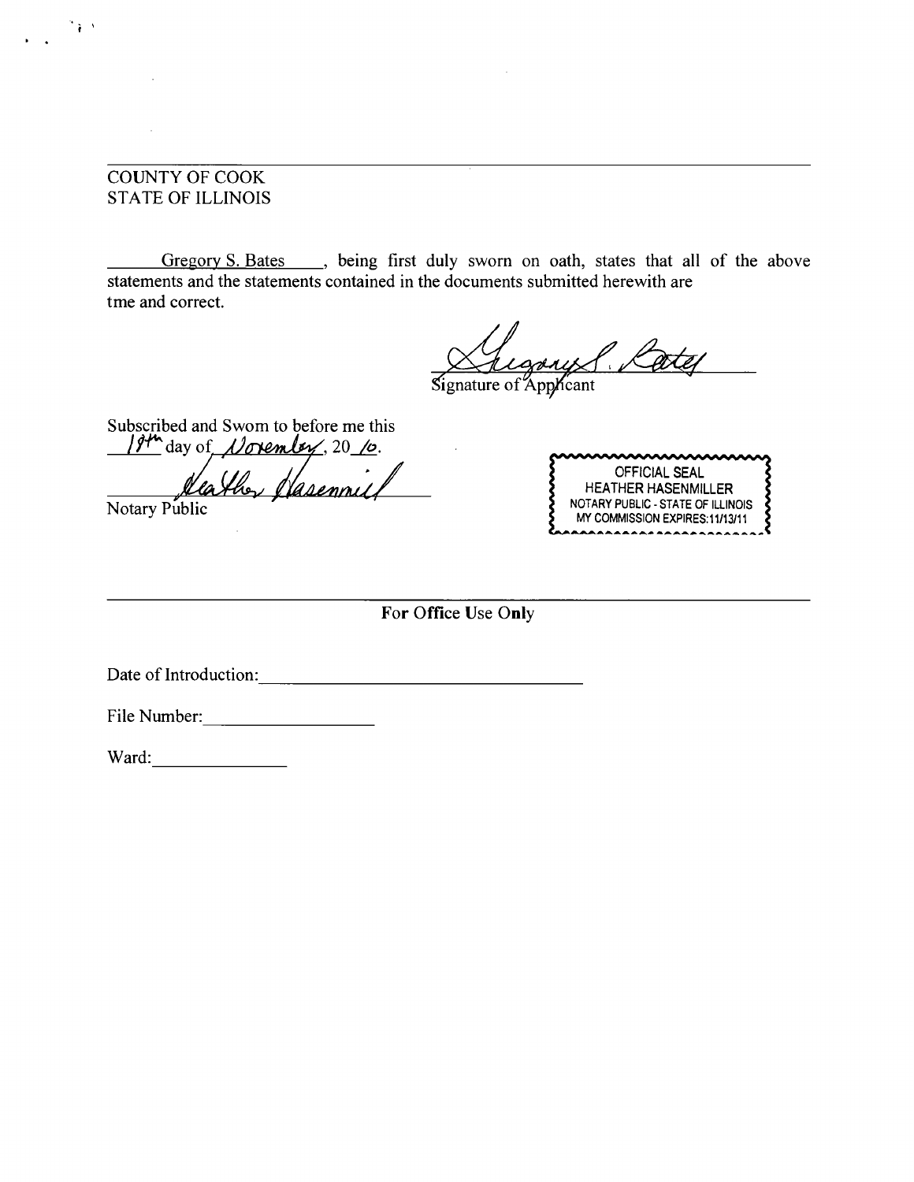COUNTY OF COOK
STATE OF ILLINOIS

Gregory S. Bates, being first duly sworn on oath, states that all of the above statements and the statements contained in the documents submitted herewith are tme and correct.

Gregory S. Bates
Signature of Applicant

Subscribed and Swom to before me this
19th day of November, 20 10.

Heather Hasenmiller
Notary Public

OFFICIAL SEAL
HEATHER HASENMILLER
NOTARY PUBLIC - STATE OF ILLINOIS
MY COMMISSION EXPIRES:11/13/11

**For Office Use Only**

Date of Introduction: ______________________

File Number: ____________

Ward: __________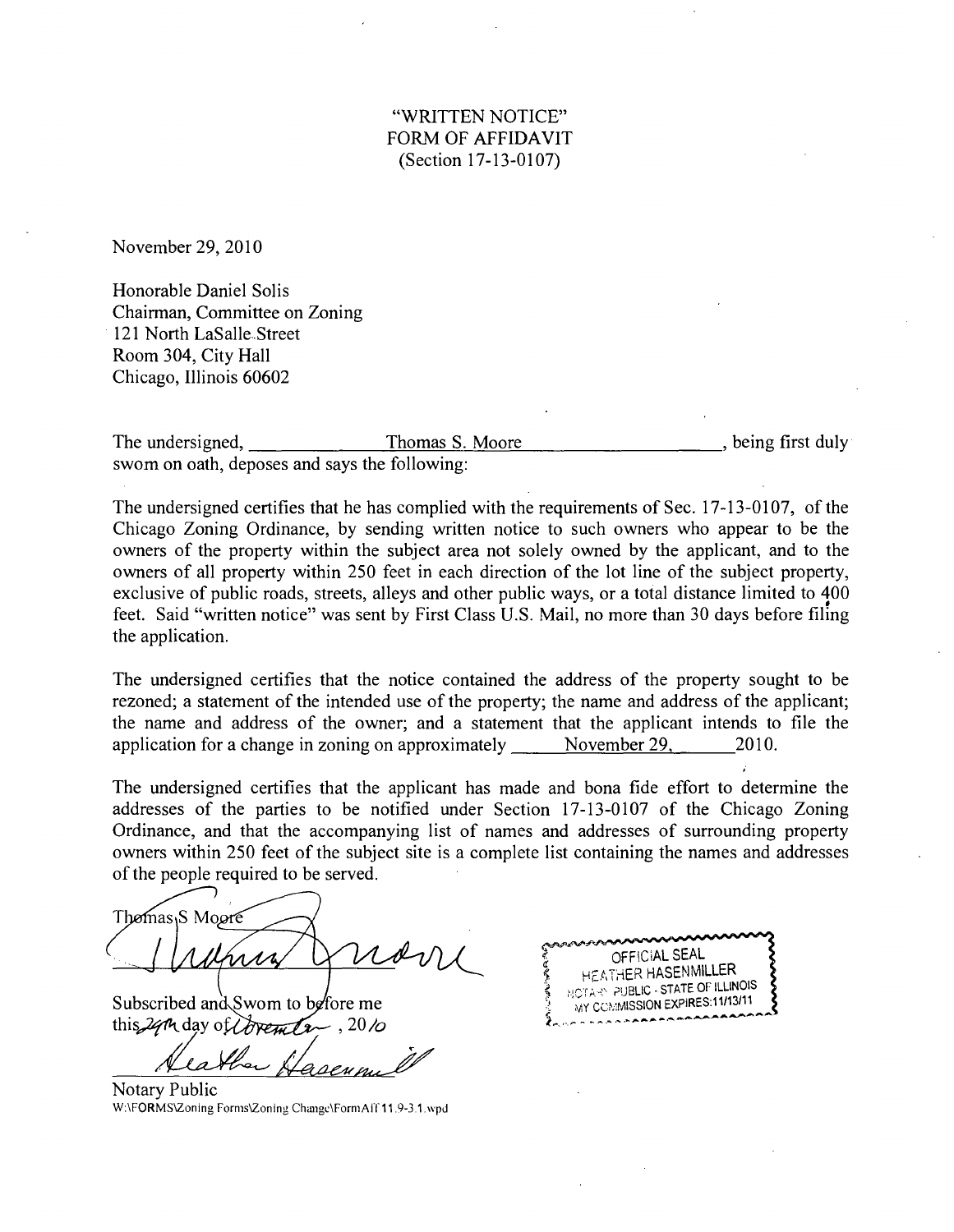"WRITTEN NOTICE"
FORM OF AFFIDAVIT
(Section 17-13-0107)

November 29, 2010

Honorable Daniel Solis
Chairman, Committee on Zoning
121 North LaSalle Street
Room 304, City Hall
Chicago, Illinois 60602

The undersigned, Thomas S. Moore, being first duly sworn on oath, deposes and says the following:

The undersigned certifies that he has complied with the requirements of Sec. 17-13-0107, of the Chicago Zoning Ordinance, by sending written notice to such owners who appear to be the owners of the property within the subject area not solely owned by the applicant, and to the owners of all property within 250 feet in each direction of the lot line of the subject property, exclusive of public roads, streets, alleys and other public ways, or a total distance limited to 400 feet. Said "written notice" was sent by First Class U.S. Mail, no more than 30 days before filing the application.

The undersigned certifies that the notice contained the address of the property sought to be rezoned; a statement of the intended use of the property; the name and address of the applicant; the name and address of the owner; and a statement that the applicant intends to file the application for a change in zoning on approximately November 29, 2010.

The undersigned certifies that the applicant has made and bona fide effort to determine the addresses of the parties to be notified under Section 17-13-0107 of the Chicago Zoning Ordinance, and that the accompanying list of names and addresses of surrounding property owners within 250 feet of the subject site is a complete list containing the names and addresses of the people required to be served.

Thomas S Moore

Subscribed and Sworn to before me
this 29th day of November, 2010

Notary Public

OFFICIAL SEAL
HEATHER HASENMILLER
NOTARY PUBLIC - STATE OF ILLINOIS
MY COMMISSION EXPIRES:11/13/11

W:\FORMS\Zoning Forms\Zoning Change\FormAff 11.9-3.1.wpd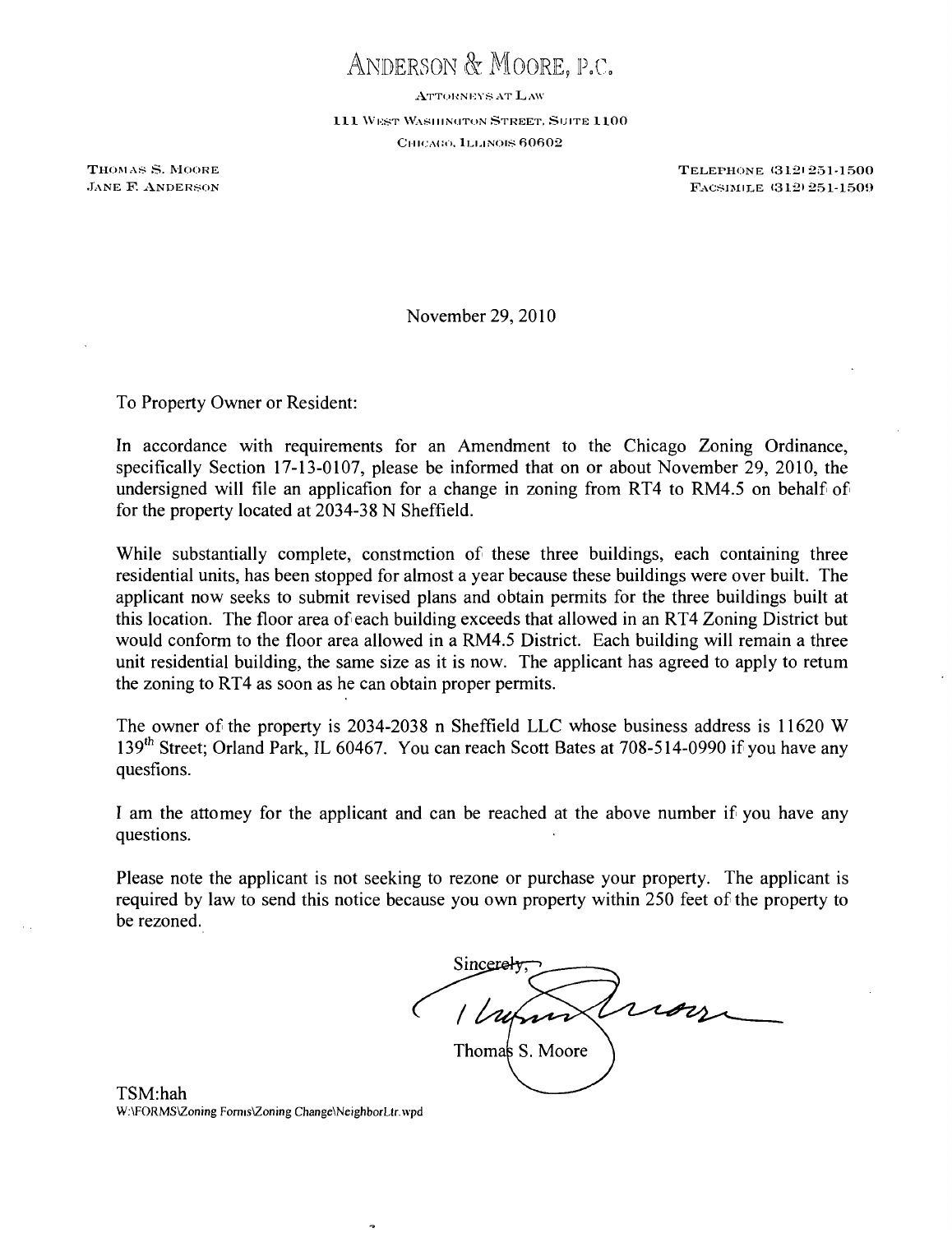# ANDERSON & MOORE, P.C.

ATTORNEYS AT LAW

111 WEST WASHINGTON STREET, SUITE 1100

CHICAGO, ILLINOIS 60602

THOMAS S. MOORE
JANE F. ANDERSON

TELEPHONE (312) 251-1500
FACSIMILE (312) 251-1509

November 29, 2010

To Property Owner or Resident:

In accordance with requirements for an Amendment to the Chicago Zoning Ordinance, specifically Section 17-13-0107, please be informed that on or about November 29, 2010, the undersigned will file an applicafion for a change in zoning from RT4 to RM4.5 on behalf of for the property located at 2034-38 N Sheffield.

While substantially complete, constmction of these three buildings, each containing three residential units, has been stopped for almost a year because these buildings were over built. The applicant now seeks to submit revised plans and obtain permits for the three buildings built at this location. The floor area of each building exceeds that allowed in an RT4 Zoning District but would conform to the floor area allowed in a RM4.5 District. Each building will remain a three unit residential building, the same size as it is now. The applicant has agreed to apply to retum the zoning to RT4 as soon as he can obtain proper permits.

The owner of the property is 2034-2038 n Sheffield LLC whose business address is 11620 W 139th Street; Orland Park, IL 60467. You can reach Scott Bates at 708-514-0990 if you have any quesfions.

I am the attomey for the applicant and can be reached at the above number if you have any questions.

Please note the applicant is not seeking to rezone or purchase your property. The applicant is required by law to send this notice because you own property within 250 feet of the property to be rezoned.

Sincerely,

Thomas S. Moore

TSM:hah
W:\FORMS\Zoning Forms\Zoning Change\NeighborLtr.wpd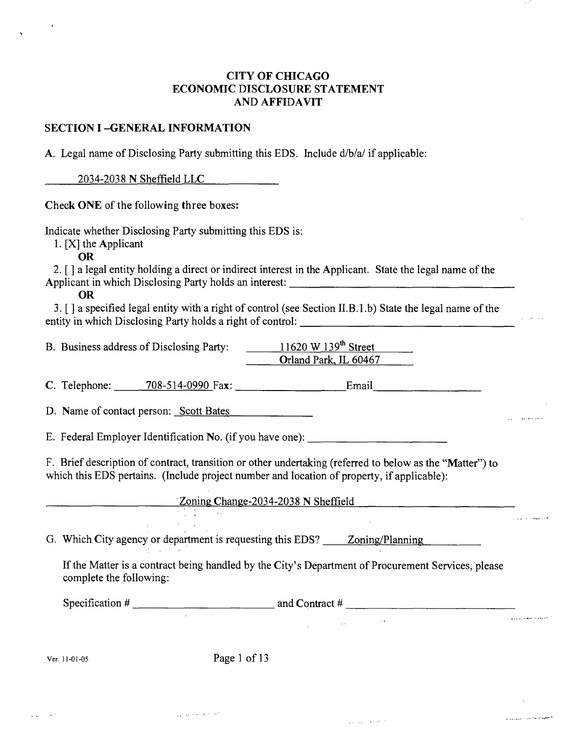# CITY OF CHICAGO ECONOMIC DISCLOSURE STATEMENT AND AFFIDAVIT

## SECTION I –GENERAL INFORMATION

A. Legal name of Disclosing Party submitting this EDS. Include d/b/a/ if applicable:

2034-2038 N Sheffield LLC

**Check ONE of the following three boxes:**

Indicate whether Disclosing Party submitting this EDS is:

1. [X] the Applicant

**OR**

2. [ ] a legal entity holding a direct or indirect interest in the Applicant. State the legal name of the Applicant in which Disclosing Party holds an interest: ______________________

**OR**

3. [ ] a specified legal entity with a right of control (see Section II.B.1.b) State the legal name of the entity in which Disclosing Party holds a right of control: ______________________

B. Business address of Disclosing Party: 11620 W 139th Street, Orland Park, IL 60467

C. Telephone: 708-514-0990 Fax: ______________ Email ______________

D. Name of contact person: Scott Bates

E. Federal Employer Identification No. (if you have one): ______________

F. Brief description of contract, transition or other undertaking (referred to below as the "Matter") to which this EDS pertains. (Include project number and location of property, if applicable):

Zoning Change-2034-2038 N Sheffield

G. Which City agency or department is requesting this EDS? Zoning/Planning

If the Matter is a contract being handled by the City's Department of Procurement Services, please complete the following:

Specification # ______________ and Contract # ______________

Ver. 11-01-05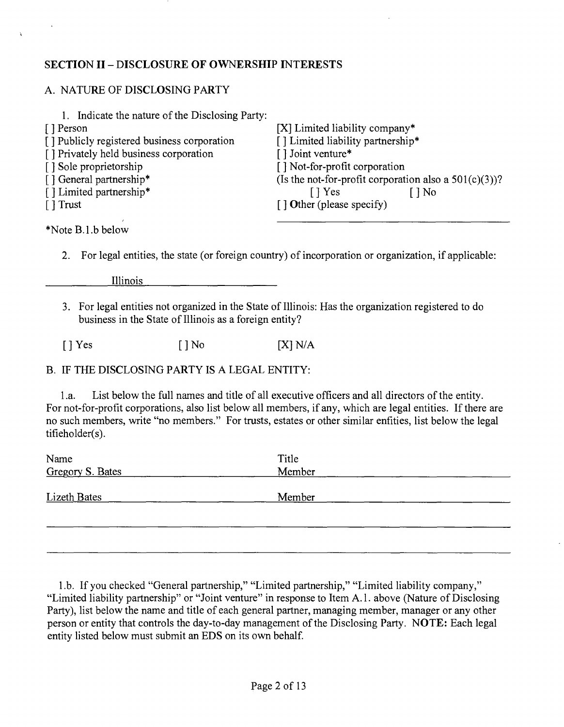## SECTION II – DISCLOSURE OF OWNERSHIP INTERESTS

### A. NATURE OF DISCLOSING PARTY

1. Indicate the nature of the Disclosing Party:

[ ] Person
[ ] Publicly registered business corporation
[ ] Privately held business corporation
[ ] Sole proprietorship
[ ] General partnership*
[ ] Limited partnership*
[ ] Trust
[X] Limited liability company*
[ ] Limited liability partnership*
[ ] Joint venture*
[ ] Not-for-profit corporation
(Is the not-for-profit corporation also a 501(c)(3))?
[ ] Yes [ ] No
[ ] Other (please specify)

*Note B.1.b below

2. For legal entities, the state (or foreign country) of incorporation or organization, if applicable:

Illinois

3. For legal entities not organized in the State of Illinois: Has the organization registered to do business in the State of Illinois as a foreign entity?

[ ] Yes [ ] No [X] N/A

### B. IF THE DISCLOSING PARTY IS A LEGAL ENTITY:

1.a. List below the full names and title of all executive officers and all directors of the entity. For not-for-profit corporations, also list below all members, if any, which are legal entities. If there are no such members, write "no members." For trusts, estates or other similar enfities, list below the legal tifieholder(s).

| Name | Title |
|---|---|
| Gregory S. Bates | Member |
| Lizeth Bates | Member |

1.b. If you checked "General partnership," "Limited partnership," "Limited liability company," "Limited liability partnership" or "Joint venture" in response to Item A.1. above (Nature of Disclosing Party), list below the name and title of each general partner, managing member, manager or any other person or entity that controls the day-to-day management of the Disclosing Party. **NOTE:** Each legal entity listed below must submit an EDS on its own behalf.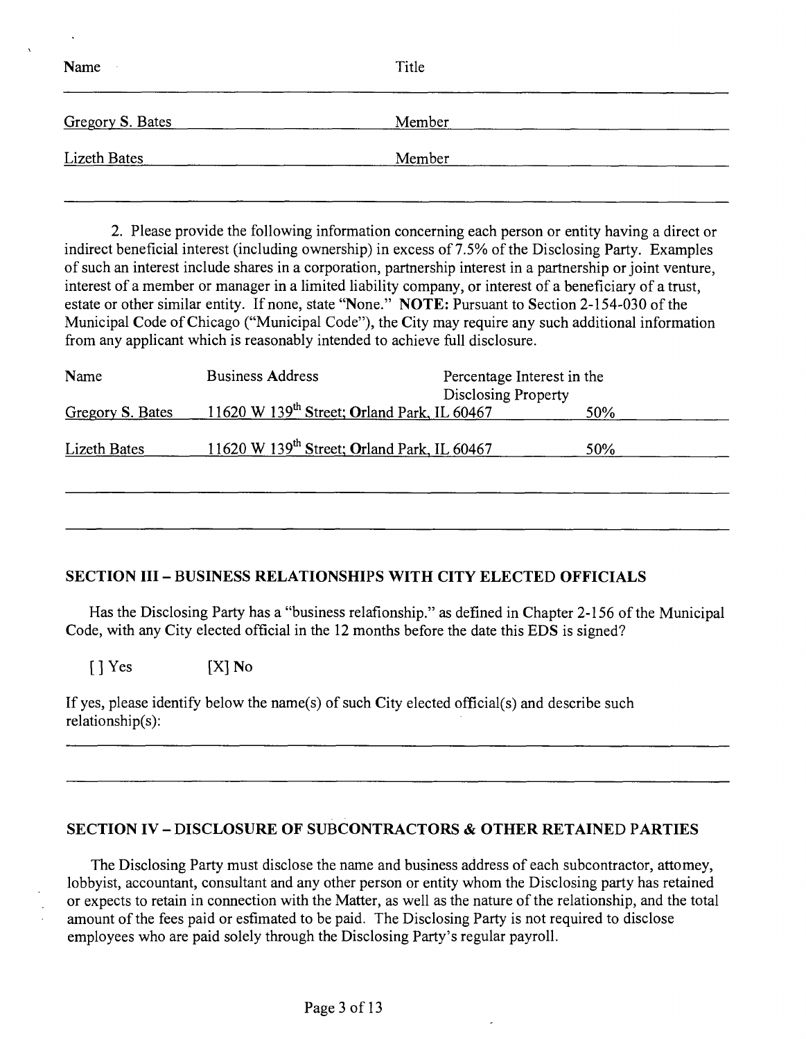| Name | Title |
|---|---|
| Gregory S. Bates | Member |
| Lizeth Bates | Member |

2. Please provide the following information concerning each person or entity having a direct or indirect beneficial interest (including ownership) in excess of 7.5% of the Disclosing Party. Examples of such an interest include shares in a corporation, partnership interest in a partnership or joint venture, interest of a member or manager in a limited liability company, or interest of a beneficiary of a trust, estate or other similar entity. If none, state "None." **NOTE:** Pursuant to Section 2-154-030 of the Municipal Code of Chicago ("Municipal Code"), the City may require any such additional information from any applicant which is reasonably intended to achieve full disclosure.

| Name | Business Address | Percentage Interest in the Disclosing Property |
|---|---|---|
| Gregory S. Bates | 11620 W 139th Street; Orland Park, IL 60467 | 50% |
| Lizeth Bates | 11620 W 139th Street; Orland Park, IL 60467 | 50% |

## SECTION III – BUSINESS RELATIONSHIPS WITH CITY ELECTED OFFICIALS

Has the Disclosing Party has a "business relafionship." as defined in Chapter 2-156 of the Municipal Code, with any City elected official in the 12 months before the date this EDS is signed?

[ ] Yes [X] No

If yes, please identify below the name(s) of such City elected official(s) and describe such relationship(s):

## SECTION IV – DISCLOSURE OF SUBCONTRACTORS & OTHER RETAINED PARTIES

The Disclosing Party must disclose the name and business address of each subcontractor, attomey, lobbyist, accountant, consultant and any other person or entity whom the Disclosing party has retained or expects to retain in connection with the Matter, as well as the nature of the relationship, and the total amount of the fees paid or esfimated to be paid. The Disclosing Party is not required to disclose employees who are paid solely through the Disclosing Party's regular payroll.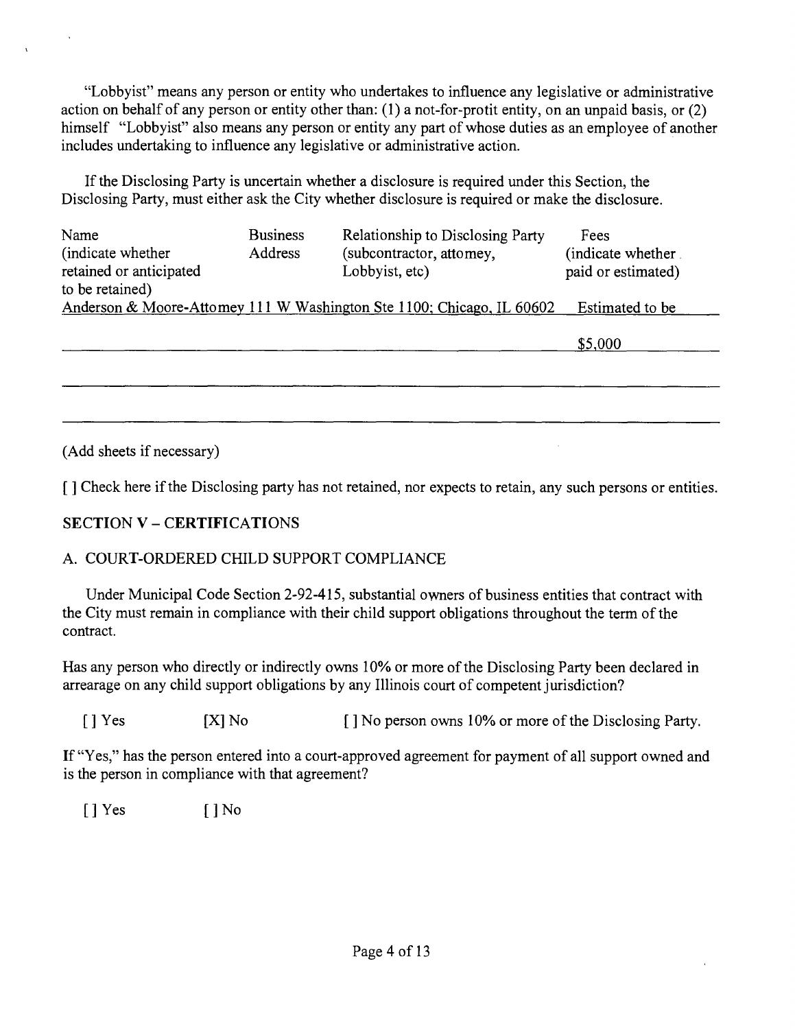"Lobbyist" means any person or entity who undertakes to influence any legislative or administrative action on behalf of any person or entity other than: (1) a not-for-protit entity, on an unpaid basis, or (2) himself "Lobbyist" also means any person or entity any part of whose duties as an employee of another includes undertaking to influence any legislative or administrative action.

If the Disclosing Party is uncertain whether a disclosure is required under this Section, the Disclosing Party, must either ask the City whether disclosure is required or make the disclosure.

| Name (indicate whether retained or anticipated to be retained) | Business Address | Relationship to Disclosing Party (subcontractor, attomey, Lobbyist, etc) | Fees (indicate whether paid or estimated) |
|---|---|---|---|
| Anderson & Moore-Attomey 111 W Washington Ste 1100; Chicago, IL 60602 | | | Estimated to be $5,000 |

(Add sheets if necessary)

[ ] Check here if the Disclosing party has not retained, nor expects to retain, any such persons or entities.

## SECTION V – CERTIFICATIONS

### A. COURT-ORDERED CHILD SUPPORT COMPLIANCE

Under Municipal Code Section 2-92-415, substantial owners of business entities that contract with the City must remain in compliance with their child support obligations throughout the term of the contract.

Has any person who directly or indirectly owns 10% or more of the Disclosing Party been declared in arrearage on any child support obligations by any Illinois court of competent jurisdiction?

[ ] Yes [X] No [ ] No person owns 10% or more of the Disclosing Party.

If "Yes," has the person entered into a court-approved agreement for payment of all support owned and is the person in compliance with that agreement?

[ ] Yes [ ] No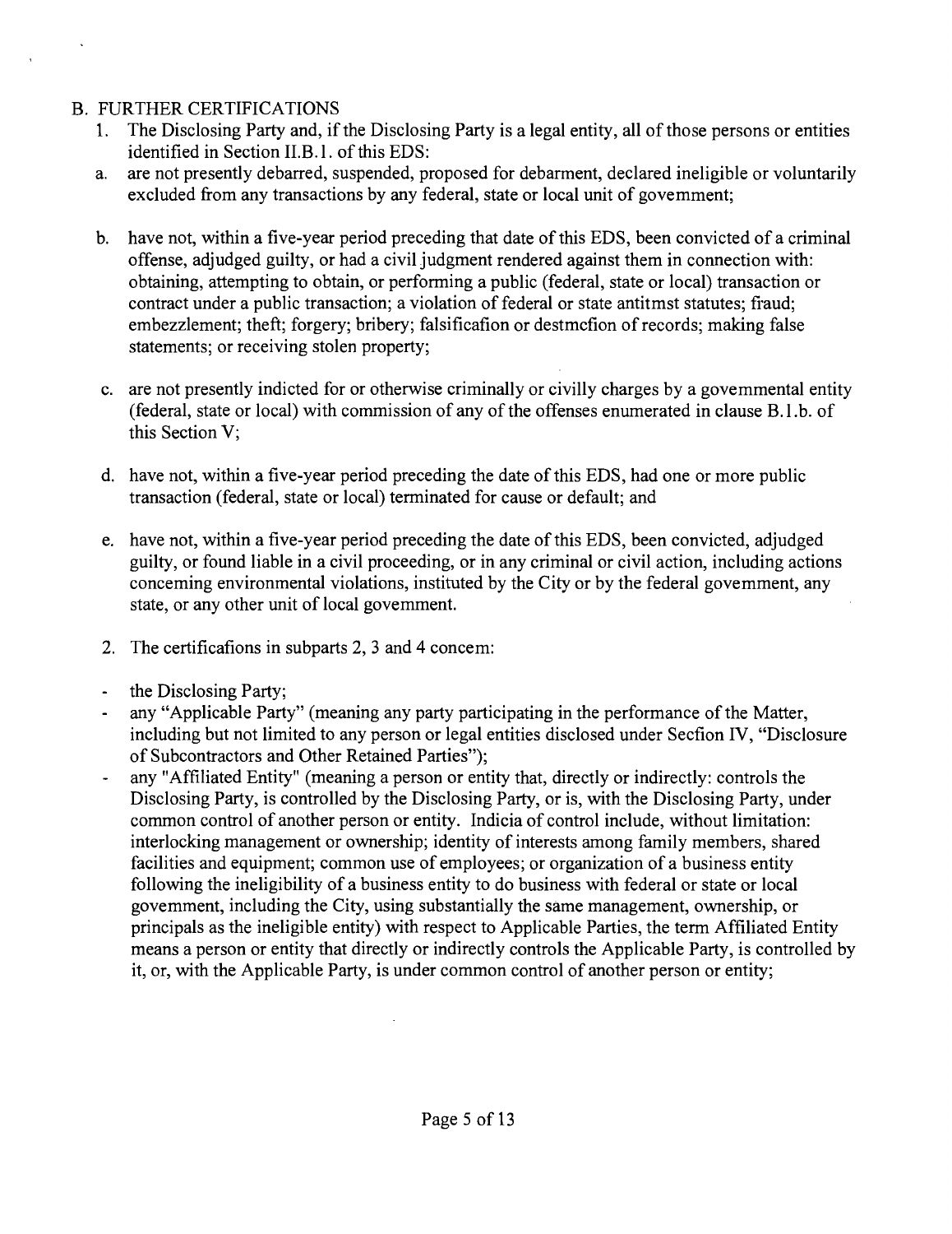## B. FURTHER CERTIFICATIONS

1. The Disclosing Party and, if the Disclosing Party is a legal entity, all of those persons or entities identified in Section II.B.1. of this EDS:
   a. are not presently debarred, suspended, proposed for debarment, declared ineligible or voluntarily excluded from any transactions by any federal, state or local unit of govemment;

   b. have not, within a five-year period preceding that date of this EDS, been convicted of a criminal offense, adjudged guilty, or had a civil judgment rendered against them in connection with: obtaining, attempting to obtain, or performing a public (federal, state or local) transaction or contract under a public transaction; a violation of federal or state antitmst statutes; fraud; embezzlement; theft; forgery; bribery; falsificafion or destmcfion of records; making false statements; or receiving stolen property;

   c. are not presently indicted for or otherwise criminally or civilly charges by a govemmental entity (federal, state or local) with commission of any of the offenses enumerated in clause B.1.b. of this Section V;

   d. have not, within a five-year period preceding the date of this EDS, had one or more public transaction (federal, state or local) terminated for cause or default; and

   e. have not, within a five-year period preceding the date of this EDS, been convicted, adjudged guilty, or found liable in a civil proceeding, or in any criminal or civil action, including actions conceming environmental violations, instituted by the City or by the federal govemment, any state, or any other unit of local govemment.

2. The certificafions in subparts 2, 3 and 4 concem:

- the Disclosing Party;
- any "Applicable Party" (meaning any party participating in the performance of the Matter, including but not limited to any person or legal entities disclosed under Secfion IV, "Disclosure of Subcontractors and Other Retained Parties");
- any "Affiliated Entity" (meaning a person or entity that, directly or indirectly: controls the Disclosing Party, is controlled by the Disclosing Party, or is, with the Disclosing Party, under common control of another person or entity. Indicia of control include, without limitation: interlocking management or ownership; identity of interests among family members, shared facilities and equipment; common use of employees; or organization of a business entity following the ineligibility of a business entity to do business with federal or state or local govemment, including the City, using substantially the same management, ownership, or principals as the ineligible entity) with respect to Applicable Parties, the term Affiliated Entity means a person or entity that directly or indirectly controls the Applicable Party, is controlled by it, or, with the Applicable Party, is under common control of another person or entity;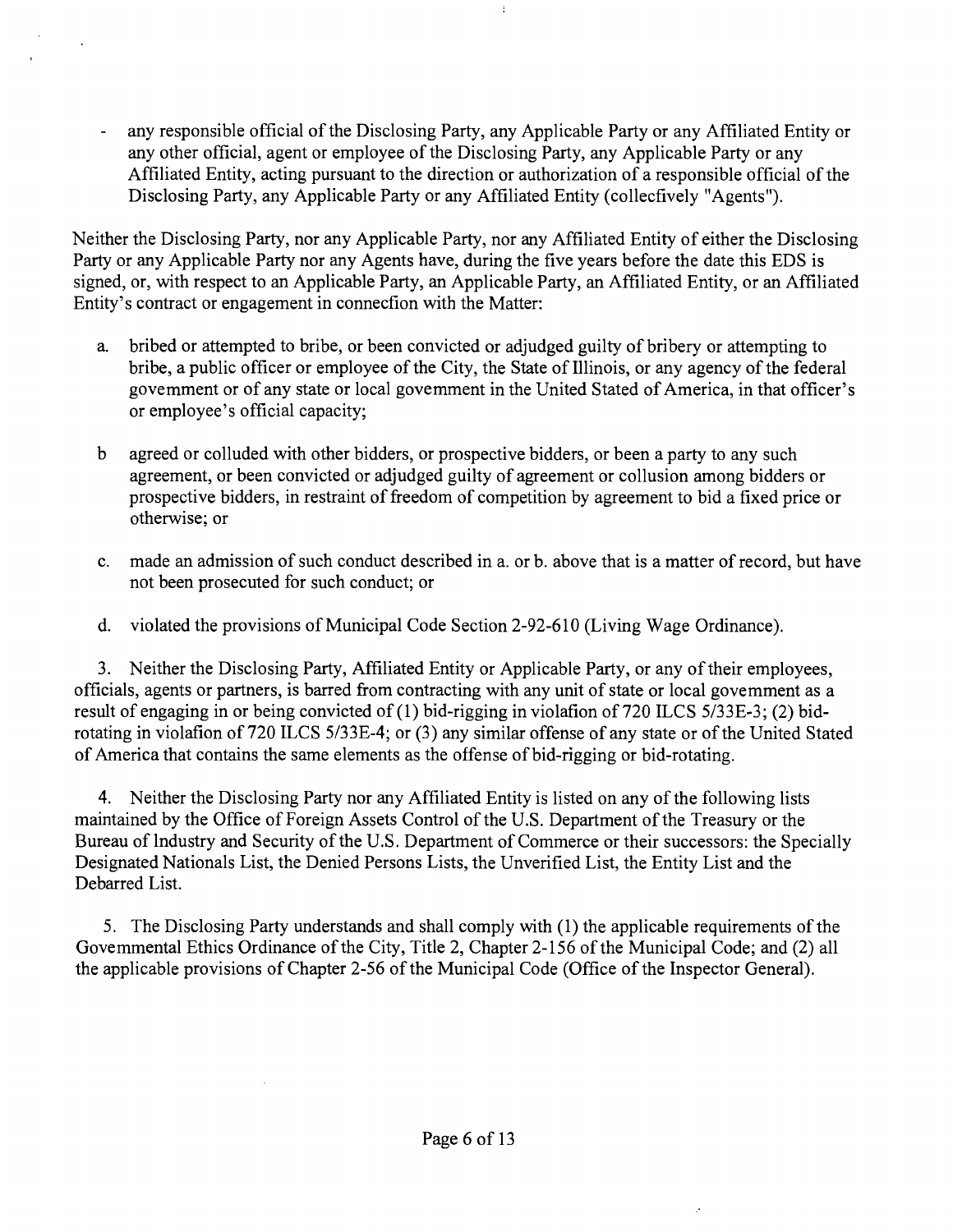- any responsible official of the Disclosing Party, any Applicable Party or any Affiliated Entity or any other official, agent or employee of the Disclosing Party, any Applicable Party or any Affiliated Entity, acting pursuant to the direction or authorization of a responsible official of the Disclosing Party, any Applicable Party or any Affiliated Entity (collecfively "Agents").

Neither the Disclosing Party, nor any Applicable Party, nor any Affiliated Entity of either the Disclosing Party or any Applicable Party nor any Agents have, during the five years before the date this EDS is signed, or, with respect to an Applicable Party, an Applicable Party, an Affiliated Entity, or an Affiliated Entity's contract or engagement in connecfion with the Matter:

a. bribed or attempted to bribe, or been convicted or adjudged guilty of bribery or attempting to bribe, a public officer or employee of the City, the State of Illinois, or any agency of the federal govemment or of any state or local govemment in the United Stated of America, in that officer's or employee's official capacity;

b agreed or colluded with other bidders, or prospective bidders, or been a party to any such agreement, or been convicted or adjudged guilty of agreement or collusion among bidders or prospective bidders, in restraint of freedom of competition by agreement to bid a fixed price or otherwise; or

c. made an admission of such conduct described in a. or b. above that is a matter of record, but have not been prosecuted for such conduct; or

d. violated the provisions of Municipal Code Section 2-92-610 (Living Wage Ordinance).

3. Neither the Disclosing Party, Affiliated Entity or Applicable Party, or any of their employees, officials, agents or partners, is barred from contracting with any unit of state or local govemment as a result of engaging in or being convicted of (1) bid-rigging in violafion of 720 ILCS 5/33E-3; (2) bid-rotating in violafion of 720 ILCS 5/33E-4; or (3) any similar offense of any state or of the United Stated of America that contains the same elements as the offense of bid-rigging or bid-rotating.

4. Neither the Disclosing Party nor any Affiliated Entity is listed on any of the following lists maintained by the Office of Foreign Assets Control of the U.S. Department of the Treasury or the Bureau of Industry and Security of the U.S. Department of Commerce or their successors: the Specially Designated Nationals List, the Denied Persons Lists, the Unverified List, the Entity List and the Debarred List.

5. The Disclosing Party understands and shall comply with (1) the applicable requirements of the Govemmental Ethics Ordinance of the City, Title 2, Chapter 2-156 of the Municipal Code; and (2) all the applicable provisions of Chapter 2-56 of the Municipal Code (Office of the Inspector General).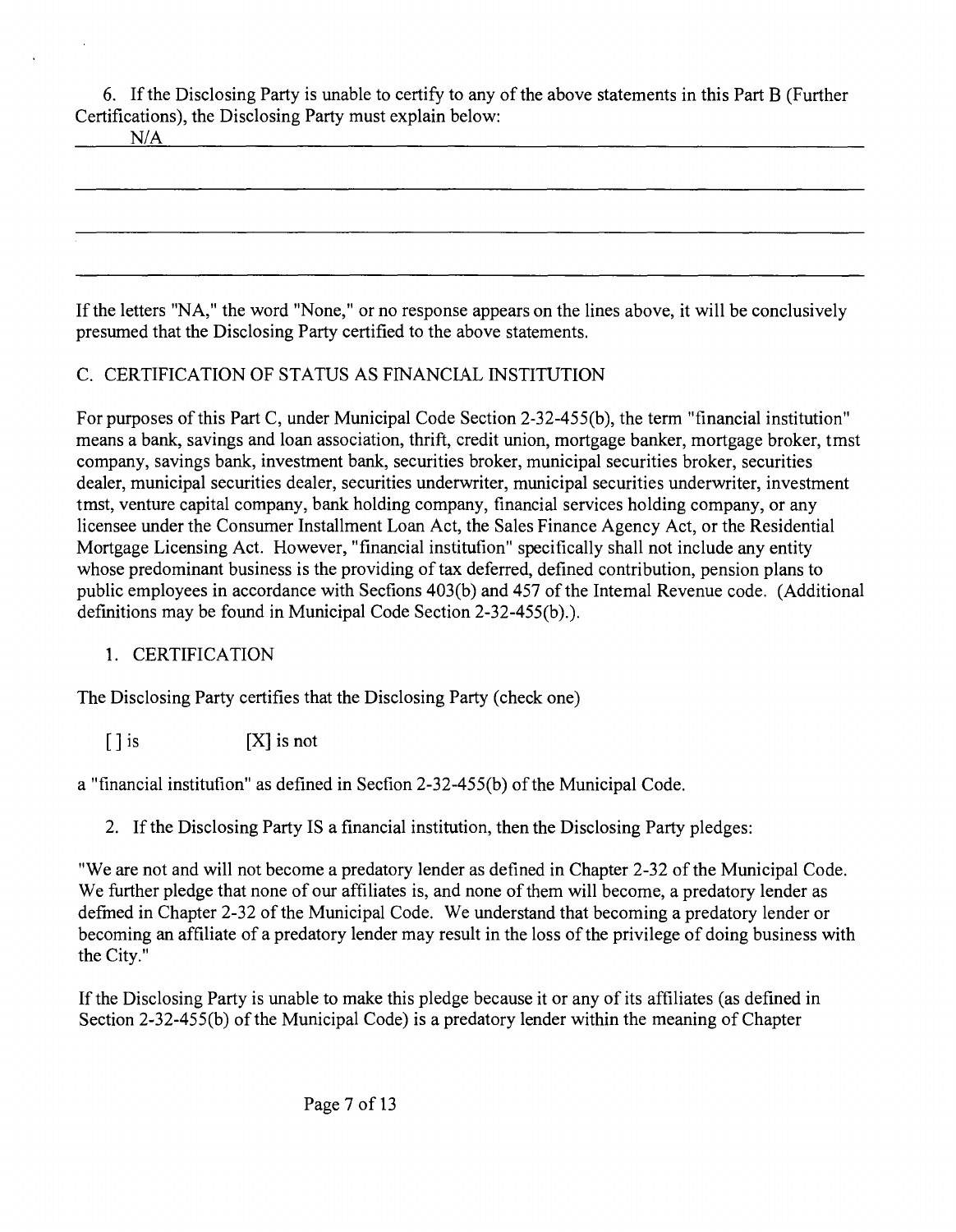6. If the Disclosing Party is unable to certify to any of the above statements in this Part B (Further Certifications), the Disclosing Party must explain below:

N/A

If the letters "NA," the word "None," or no response appears on the lines above, it will be conclusively presumed that the Disclosing Party certified to the above statements.

C. CERTIFICATION OF STATUS AS FINANCIAL INSTITUTION

For purposes of this Part C, under Municipal Code Section 2-32-455(b), the term "financial institution" means a bank, savings and loan association, thrift, credit union, mortgage banker, mortgage broker, tmst company, savings bank, investment bank, securities broker, municipal securities broker, securities dealer, municipal securities dealer, securities underwriter, municipal securities underwriter, investment tmst, venture capital company, bank holding company, financial services holding company, or any licensee under the Consumer Installment Loan Act, the Sales Finance Agency Act, or the Residential Mortgage Licensing Act. However, "financial institufion" specifically shall not include any entity whose predominant business is the providing of tax deferred, defined contribution, pension plans to public employees in accordance with Secfions 403(b) and 457 of the Intemal Revenue code. (Additional definitions may be found in Municipal Code Section 2-32-455(b).).

1. CERTIFICATION

The Disclosing Party certifies that the Disclosing Party (check one)

[] is [X] is not

a "financial institufion" as defined in Secfion 2-32-455(b) of the Municipal Code.

2. If the Disclosing Party IS a financial institution, then the Disclosing Party pledges:

"We are not and will not become a predatory lender as defined in Chapter 2-32 of the Municipal Code. We further pledge that none of our affiliates is, and none of them will become, a predatory lender as defmed in Chapter 2-32 of the Municipal Code. We understand that becoming a predatory lender or becoming an affiliate of a predatory lender may result in the loss of the privilege of doing business with the City."

If the Disclosing Party is unable to make this pledge because it or any of its affiliates (as defined in Section 2-32-455(b) of the Municipal Code) is a predatory lender within the meaning of Chapter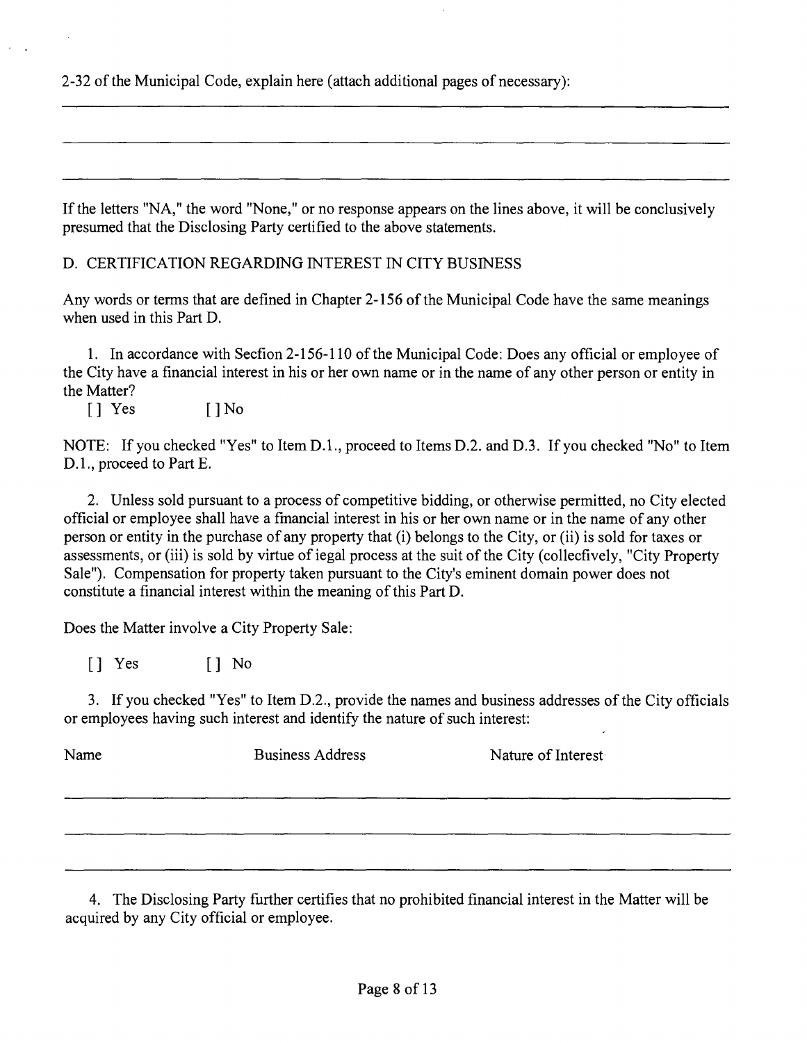2-32 of the Municipal Code, explain here (attach additional pages of necessary):

___

___

___

If the letters "NA," the word "None," or no response appears on the lines above, it will be conclusively presumed that the Disclosing Party certified to the above statements.

D. CERTIFICATION REGARDING INTEREST IN CITY BUSINESS

Any words or terms that are defined in Chapter 2-156 of the Municipal Code have the same meanings when used in this Part D.

1. In accordance with Secfion 2-156-110 of the Municipal Code: Does any official or employee of the City have a financial interest in his or her own name or in the name of any other person or entity in the Matter?

[ ] Yes [ ] No

NOTE: If you checked "Yes" to Item D.1., proceed to Items D.2. and D.3. If you checked "No" to Item D.1., proceed to Part E.

2. Unless sold pursuant to a process of competitive bidding, or otherwise permitted, no City elected official or employee shall have a fmancial interest in his or her own name or in the name of any other person or entity in the purchase of any property that (i) belongs to the City, or (ii) is sold for taxes or assessments, or (iii) is sold by virtue of iegal process at the suit of the City (collecfively, "City Property Sale"). Compensation for property taken pursuant to the City's eminent domain power does not constitute a financial interest within the meaning of this Part D.

Does the Matter involve a City Property Sale:

[ ] Yes [ ] No

3. If you checked "Yes" to Item D.2., provide the names and business addresses of the City officials or employees having such interest and identify the nature of such interest:

| Name | Business Address | Nature of Interest |
|---|---|---|
| | | |
| | | |
| | | |

4. The Disclosing Party further certifies that no prohibited financial interest in the Matter will be acquired by any City official or employee.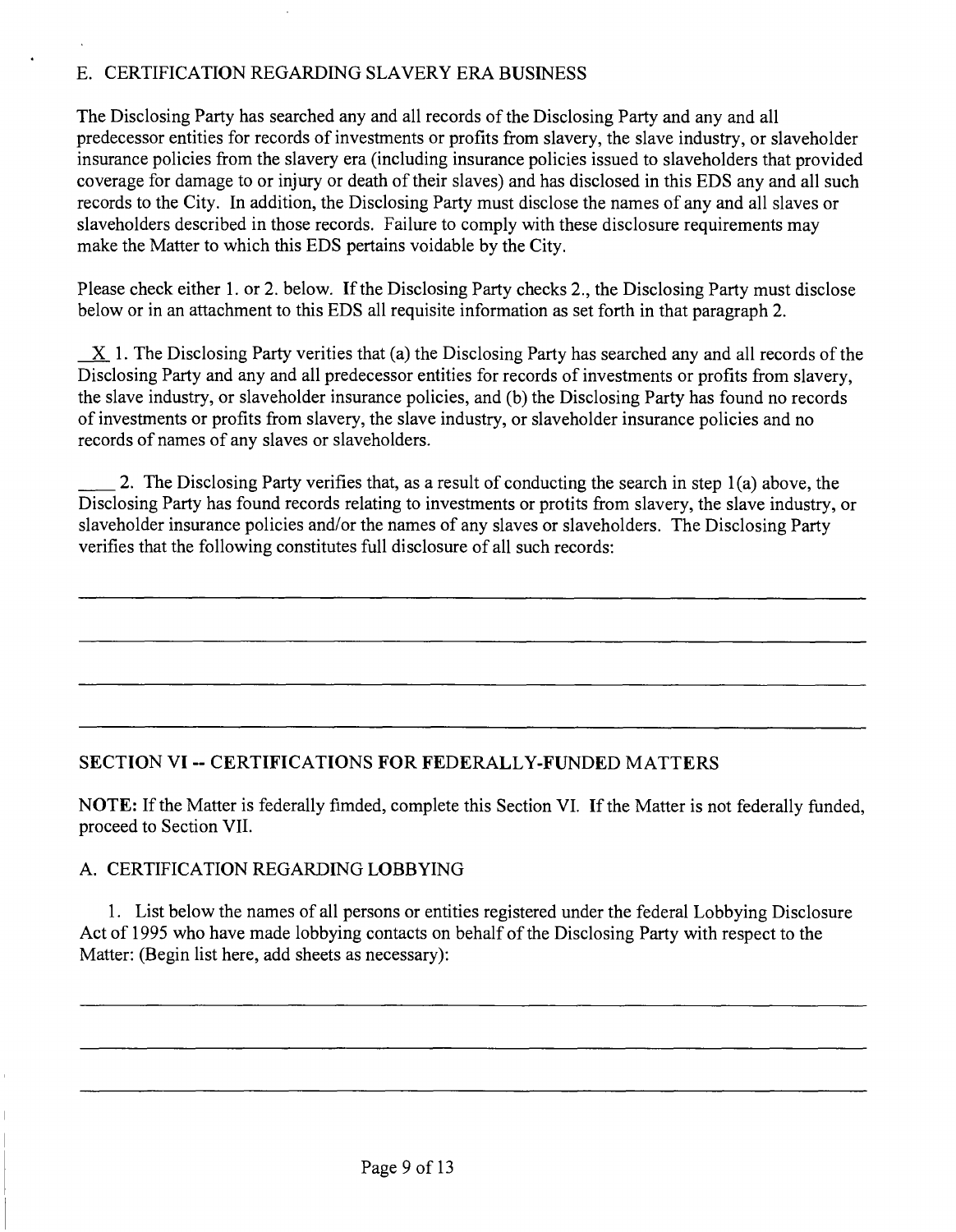## E. CERTIFICATION REGARDING SLAVERY ERA BUSINESS

The Disclosing Party has searched any and all records of the Disclosing Party and any and all predecessor entities for records of investments or profits from slavery, the slave industry, or slaveholder insurance policies from the slavery era (including insurance policies issued to slaveholders that provided coverage for damage to or injury or death of their slaves) and has disclosed in this EDS any and all such records to the City. In addition, the Disclosing Party must disclose the names of any and all slaves or slaveholders described in those records. Failure to comply with these disclosure requirements may make the Matter to which this EDS pertains voidable by the City.

Please check either 1. or 2. below. If the Disclosing Party checks 2., the Disclosing Party must disclose below or in an attachment to this EDS all requisite information as set forth in that paragraph 2.

_X_ 1. The Disclosing Party verities that (a) the Disclosing Party has searched any and all records of the Disclosing Party and any and all predecessor entities for records of investments or profits from slavery, the slave industry, or slaveholder insurance policies, and (b) the Disclosing Party has found no records of investments or profits from slavery, the slave industry, or slaveholder insurance policies and no records of names of any slaves or slaveholders.

____ 2. The Disclosing Party verifies that, as a result of conducting the search in step 1(a) above, the Disclosing Party has found records relating to investments or protits from slavery, the slave industry, or slaveholder insurance policies and/or the names of any slaves or slaveholders. The Disclosing Party verifies that the following constitutes full disclosure of all such records:

______________________________________________________________________

______________________________________________________________________

______________________________________________________________________

______________________________________________________________________

## SECTION VI -- CERTIFICATIONS FOR FEDERALLY-FUNDED MATTERS

**NOTE:** If the Matter is federally fimded, complete this Section VI. If the Matter is not federally funded, proceed to Section VII.

### A. CERTIFICATION REGARDING LOBBYING

1. List below the names of all persons or entities registered under the federal Lobbying Disclosure Act of 1995 who have made lobbying contacts on behalf of the Disclosing Party with respect to the Matter: (Begin list here, add sheets as necessary):

______________________________________________________________________

______________________________________________________________________

______________________________________________________________________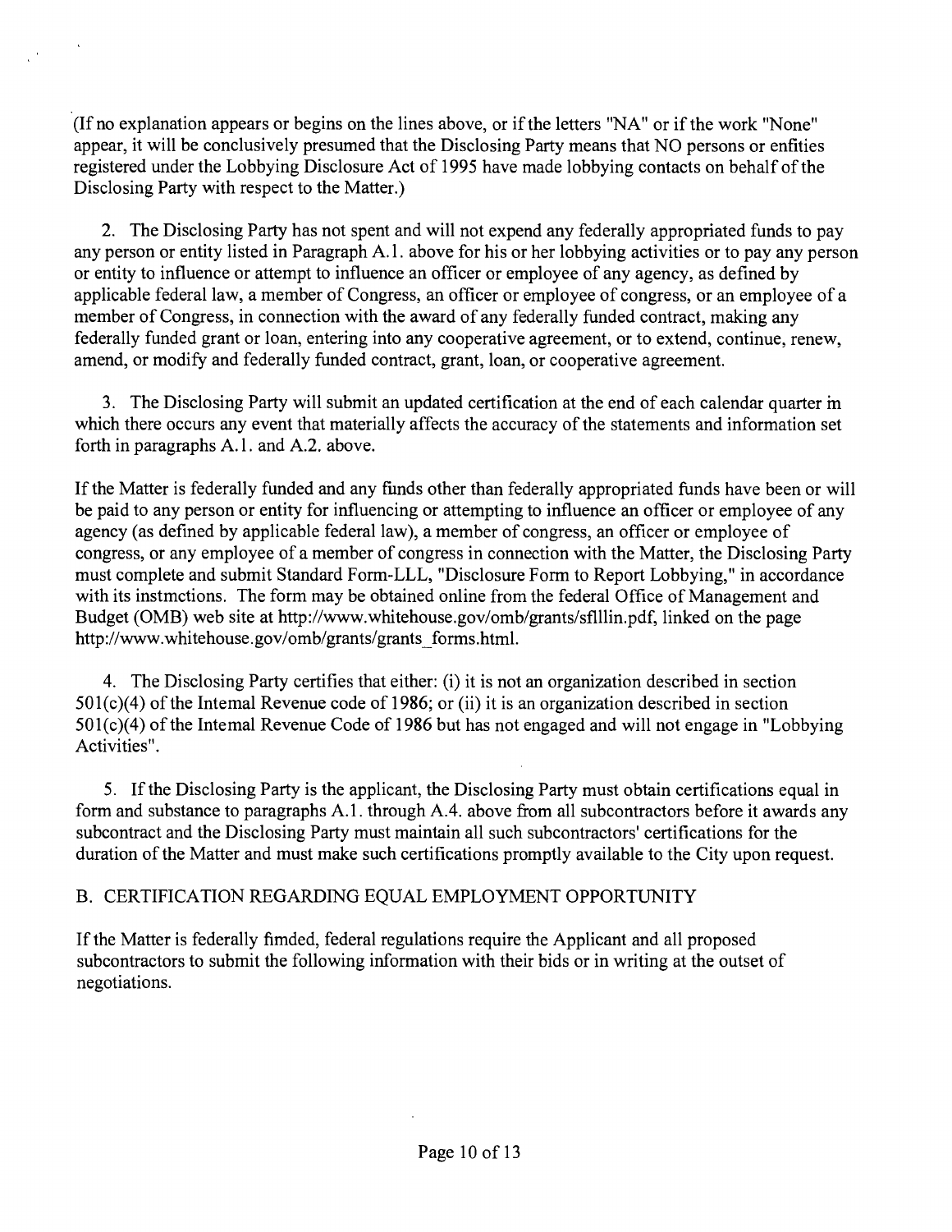(If no explanation appears or begins on the lines above, or if the letters "NA" or if the work "None" appear, it will be conclusively presumed that the Disclosing Party means that NO persons or enfities registered under the Lobbying Disclosure Act of 1995 have made lobbying contacts on behalf of the Disclosing Party with respect to the Matter.)

2. The Disclosing Party has not spent and will not expend any federally appropriated funds to pay any person or entity listed in Paragraph A.1. above for his or her lobbying activities or to pay any person or entity to influence or attempt to influence an officer or employee of any agency, as defined by applicable federal law, a member of Congress, an officer or employee of congress, or an employee of a member of Congress, in connection with the award of any federally funded contract, making any federally funded grant or loan, entering into any cooperative agreement, or to extend, continue, renew, amend, or modify and federally funded contract, grant, loan, or cooperative agreement.

3. The Disclosing Party will submit an updated certification at the end of each calendar quarter in which there occurs any event that materially affects the accuracy of the statements and information set forth in paragraphs A.1. and A.2. above.

If the Matter is federally funded and any funds other than federally appropriated funds have been or will be paid to any person or entity for influencing or attempting to influence an officer or employee of any agency (as defined by applicable federal law), a member of congress, an officer or employee of congress, or any employee of a member of congress in connection with the Matter, the Disclosing Party must complete and submit Standard Form-LLL, "Disclosure Form to Report Lobbying," in accordance with its instmctions. The form may be obtained online from the federal Office of Management and Budget (OMB) web site at http://www.whitehouse.gov/omb/grants/sflllin.pdf, linked on the page http://www.whitehouse.gov/omb/grants/grants_forms.html.

4. The Disclosing Party certifies that either: (i) it is not an organization described in section 501(c)(4) of the Intemal Revenue code of 1986; or (ii) it is an organization described in section 501(c)(4) of the Intemal Revenue Code of 1986 but has not engaged and will not engage in "Lobbying Activities".

5. If the Disclosing Party is the applicant, the Disclosing Party must obtain certifications equal in form and substance to paragraphs A.1. through A.4. above from all subcontractors before it awards any subcontract and the Disclosing Party must maintain all such subcontractors' certifications for the duration of the Matter and must make such certifications promptly available to the City upon request.

B. CERTIFICATION REGARDING EQUAL EMPLOYMENT OPPORTUNITY

If the Matter is federally fimded, federal regulations require the Applicant and all proposed subcontractors to submit the following information with their bids or in writing at the outset of negotiations.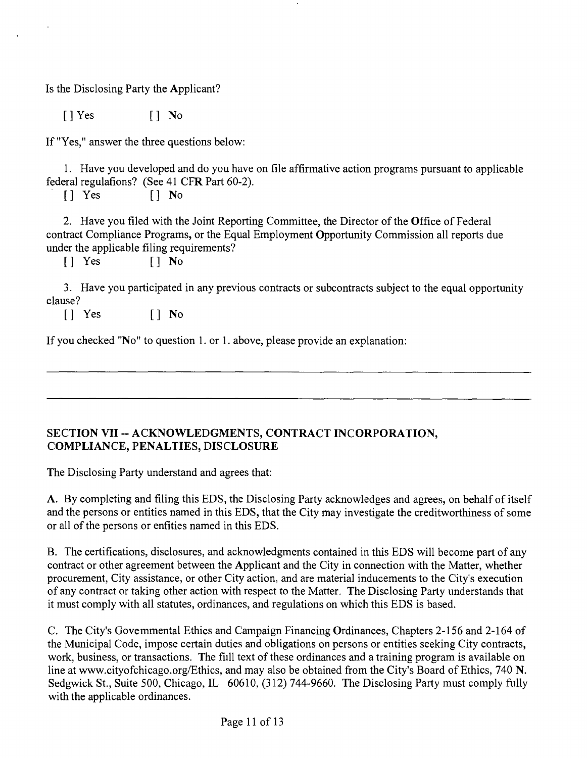Is the Disclosing Party the Applicant?

[] Yes [] No

If "Yes," answer the three questions below:

1. Have you developed and do you have on file affirmative action programs pursuant to applicable federal regulafions? (See 41 CFR Part 60-2).

[] Yes [] No

2. Have you filed with the Joint Reporting Committee, the Director of the Office of Federal contract Compliance Programs, or the Equal Employment Opportunity Commission all reports due under the applicable filing requirements?

[] Yes [] No

3. Have you participated in any previous contracts or subcontracts subject to the equal opportunity clause?

[] Yes [] No

If you checked "No" to question 1. or 1. above, please provide an explanation:

---

---

## SECTION VII -- ACKNOWLEDGMENTS, CONTRACT INCORPORATION, COMPLIANCE, PENALTIES, DISCLOSURE

The Disclosing Party understand and agrees that:

A. By completing and filing this EDS, the Disclosing Party acknowledges and agrees, on behalf of itself and the persons or entities named in this EDS, that the City may investigate the creditworthiness of some or all of the persons or enfities named in this EDS.

B. The certifications, disclosures, and acknowledgments contained in this EDS will become part of any contract or other agreement between the Applicant and the City in connection with the Matter, whether procurement, City assistance, or other City action, and are material inducements to the City's execution of any contract or taking other action with respect to the Matter. The Disclosing Party understands that it must comply with all statutes, ordinances, and regulations on which this EDS is based.

C. The City's Govemmental Ethics and Campaign Financing Ordinances, Chapters 2-156 and 2-164 of the Municipal Code, impose certain duties and obligations on persons or entities seeking City contracts, work, business, or transactions. The fiill text of these ordinances and a training program is available on line at www.cityofchicago.org/Ethics, and may also be obtained from the City's Board of Ethics, 740 N. Sedgwick St., Suite 500, Chicago, IL 60610, (312) 744-9660. The Disclosing Party must comply fully with the applicable ordinances.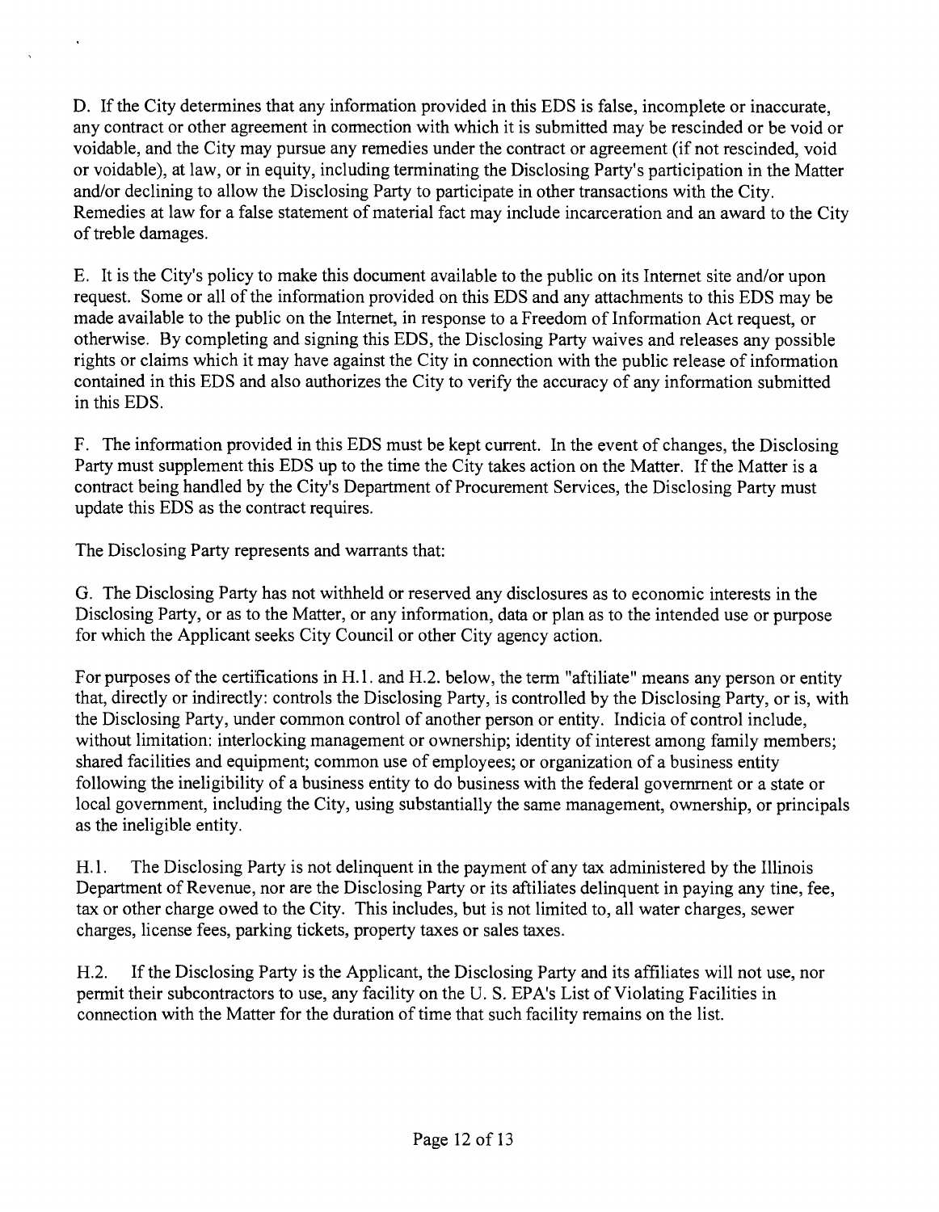D. If the City determines that any information provided in this EDS is false, incomplete or inaccurate, any contract or other agreement in connection with which it is submitted may be rescinded or be void or voidable, and the City may pursue any remedies under the contract or agreement (if not rescinded, void or voidable), at law, or in equity, including terminating the Disclosing Party's participation in the Matter and/or declining to allow the Disclosing Party to participate in other transactions with the City. Remedies at law for a false statement of material fact may include incarceration and an award to the City of treble damages.

E. It is the City's policy to make this document available to the public on its Internet site and/or upon request. Some or all of the information provided on this EDS and any attachments to this EDS may be made available to the public on the Internet, in response to a Freedom of Information Act request, or otherwise. By completing and signing this EDS, the Disclosing Party waives and releases any possible rights or claims which it may have against the City in connection with the public release of information contained in this EDS and also authorizes the City to verify the accuracy of any information submitted in this EDS.

F. The information provided in this EDS must be kept current. In the event of changes, the Disclosing Party must supplement this EDS up to the time the City takes action on the Matter. If the Matter is a contract being handled by the City's Department of Procurement Services, the Disclosing Party must update this EDS as the contract requires.

The Disclosing Party represents and warrants that:

G. The Disclosing Party has not withheld or reserved any disclosures as to economic interests in the Disclosing Party, or as to the Matter, or any information, data or plan as to the intended use or purpose for which the Applicant seeks City Council or other City agency action.

For purposes of the certifications in H.1. and H.2. below, the term "aftiliate" means any person or entity that, directly or indirectly: controls the Disclosing Party, is controlled by the Disclosing Party, or is, with the Disclosing Party, under common control of another person or entity. Indicia of control include, without limitation: interlocking management or ownership; identity of interest among family members; shared facilities and equipment; common use of employees; or organization of a business entity following the ineligibility of a business entity to do business with the federal government or a state or local government, including the City, using substantially the same management, ownership, or principals as the ineligible entity.

H.1. The Disclosing Party is not delinquent in the payment of any tax administered by the Illinois Department of Revenue, nor are the Disclosing Party or its aftiliates delinquent in paying any tine, fee, tax or other charge owed to the City. This includes, but is not limited to, all water charges, sewer charges, license fees, parking tickets, property taxes or sales taxes.

H.2. If the Disclosing Party is the Applicant, the Disclosing Party and its affiliates will not use, nor permit their subcontractors to use, any facility on the U. S. EPA's List of Violating Facilities in connection with the Matter for the duration of time that such facility remains on the list.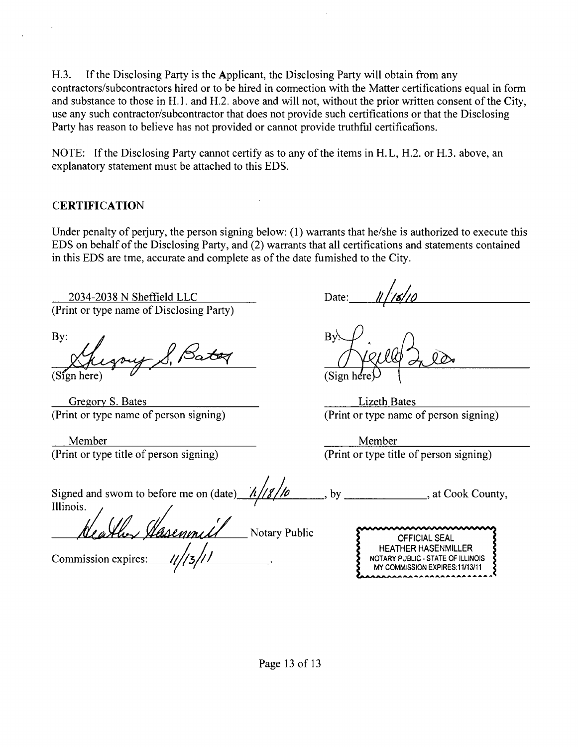H.3. If the Disclosing Party is the Applicant, the Disclosing Party will obtain from any contractors/subcontractors hired or to be hired in connection with the Matter certifications equal in form and substance to those in H.1. and H.2. above and will not, without the prior written consent of the City, use any such contractor/subcontractor that does not provide such certifications or that the Disclosing Party has reason to believe has not provided or cannot provide truthful certifications.

NOTE: If the Disclosing Party cannot certify as to any of the items in H.L, H.2. or H.3. above, an explanatory statement must be attached to this EDS.

**CERTIFICATION**

Under penalty of perjury, the person signing below: (1) warrants that he/she is authorized to execute this EDS on behalf of the Disclosing Party, and (2) warrants that all certifications and statements contained in this EDS are tme, accurate and complete as of the date fumished to the City.

2034-2038 N Sheffield LLC
(Print or type name of Disclosing Party)

Date: 11/18/10

By: Gregory S. Bates
(Sign here)

By: Lizeth Bates
(Sign here)

Gregory S. Bates
(Print or type name of person signing)

Lizeth Bates
(Print or type name of person signing)

Member
(Print or type title of person signing)

Member
(Print or type title of person signing)

Signed and swom to before me on (date) 11/18/10, by ______________, at Cook County, Illinois.

Heather Hasenmiller Notary Public

Commission expires: 11/13/11.

OFFICIAL SEAL
HEATHER HASENMILLER
NOTARY PUBLIC - STATE OF ILLINOIS
MY COMMISSION EXPIRES:11/13/11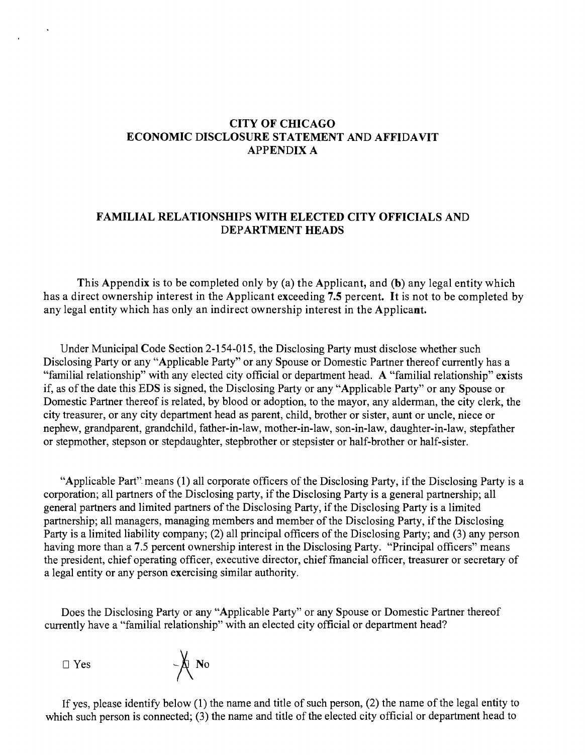# CITY OF CHICAGO
# ECONOMIC DISCLOSURE STATEMENT AND AFFIDAVIT
# APPENDIX A

## FAMILIAL RELATIONSHIPS WITH ELECTED CITY OFFICIALS AND DEPARTMENT HEADS

This Appendix is to be completed only by (a) the Applicant, and (b) any legal entity which has a direct ownership interest in the Applicant exceeding 7.5 percent. It is not to be completed by any legal entity which has only an indirect ownership interest in the Applicant.

Under Municipal Code Section 2-154-015, the Disclosing Party must disclose whether such Disclosing Party or any "Applicable Party" or any Spouse or Domestic Partner thereof currently has a "familial relationship" with any elected city official or department head. A "familial relationship" exists if, as of the date this EDS is signed, the Disclosing Party or any "Applicable Party" or any Spouse or Domestic Partner thereof is related, by blood or adoption, to the mayor, any alderman, the city clerk, the city treasurer, or any city department head as parent, child, brother or sister, aunt or uncle, niece or nephew, grandparent, grandchild, father-in-law, mother-in-law, son-in-law, daughter-in-law, stepfather or stepmother, stepson or stepdaughter, stepbrother or stepsister or half-brother or half-sister.

"Applicable Part" means (1) all corporate officers of the Disclosing Party, if the Disclosing Party is a corporation; all partners of the Disclosing party, if the Disclosing Party is a general partnership; all general partners and limited partners of the Disclosing Party, if the Disclosing Party is a limited partnership; all managers, managing members and member of the Disclosing Party, if the Disclosing Party is a limited liability company; (2) all principal officers of the Disclosing Party; and (3) any person having more than a 7.5 percent ownership interest in the Disclosing Party. "Principal officers" means the president, chief operating officer, executive director, chief financial officer, treasurer or secretary of a legal entity or any person exercising similar authority.

Does the Disclosing Party or any "Applicable Party" or any Spouse or Domestic Partner thereof currently have a "familial relationship" with an elected city official or department head?

☐ Yes ☒ No

If yes, please identify below (1) the name and title of such person, (2) the name of the legal entity to which such person is connected; (3) the name and title of the elected city official or department head to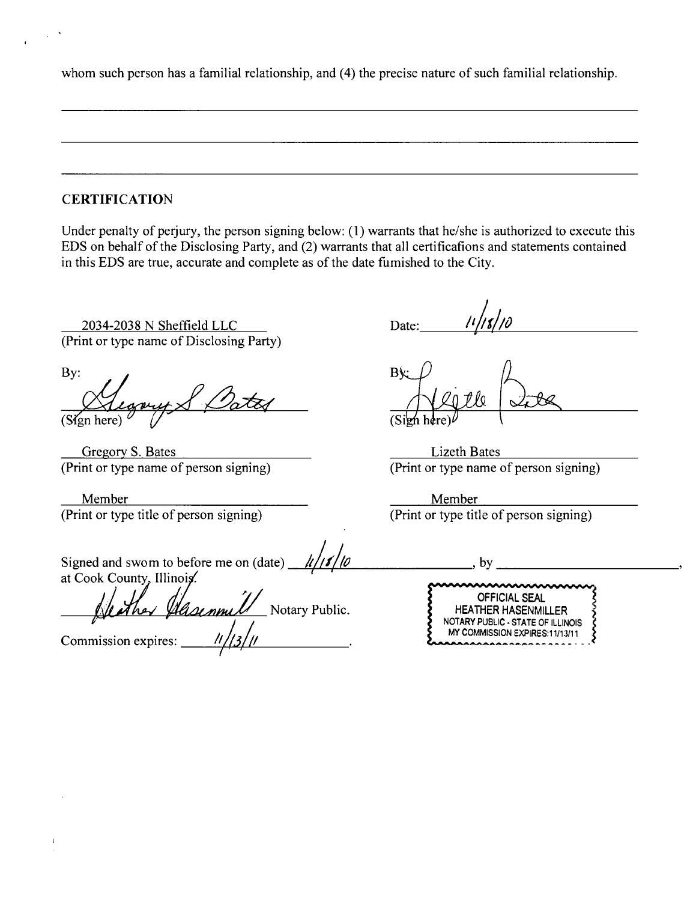whom such person has a familial relationship, and (4) the precise nature of such familial relationship.

## CERTIFICATION

Under penalty of perjury, the person signing below: (1) warrants that he/she is authorized to execute this EDS on behalf of the Disclosing Party, and (2) warrants that all certifications and statements contained in this EDS are true, accurate and complete as of the date furnished to the City.

2034-2038 N Sheffield LLC
(Print or type name of Disclosing Party)

Date: 11/18/10

By: Gregory S. Bates
(Sign here)

By: Lizeth Bates
(Sign here)

Gregory S. Bates
(Print or type name of person signing)

Lizeth Bates
(Print or type name of person signing)

Member
(Print or type title of person signing)

Member
(Print or type title of person signing)

Signed and sworn to before me on (date) 11/18/10, by \_\_\_\_\_\_\_\_\_\_,
at Cook County, Illinois.

Heather Hasenmiller Notary Public.

Commission expires: 11/13/11.

OFFICIAL SEAL
HEATHER HASENMILLER
NOTARY PUBLIC - STATE OF ILLINOIS
MY COMMISSION EXPIRES:11/13/11